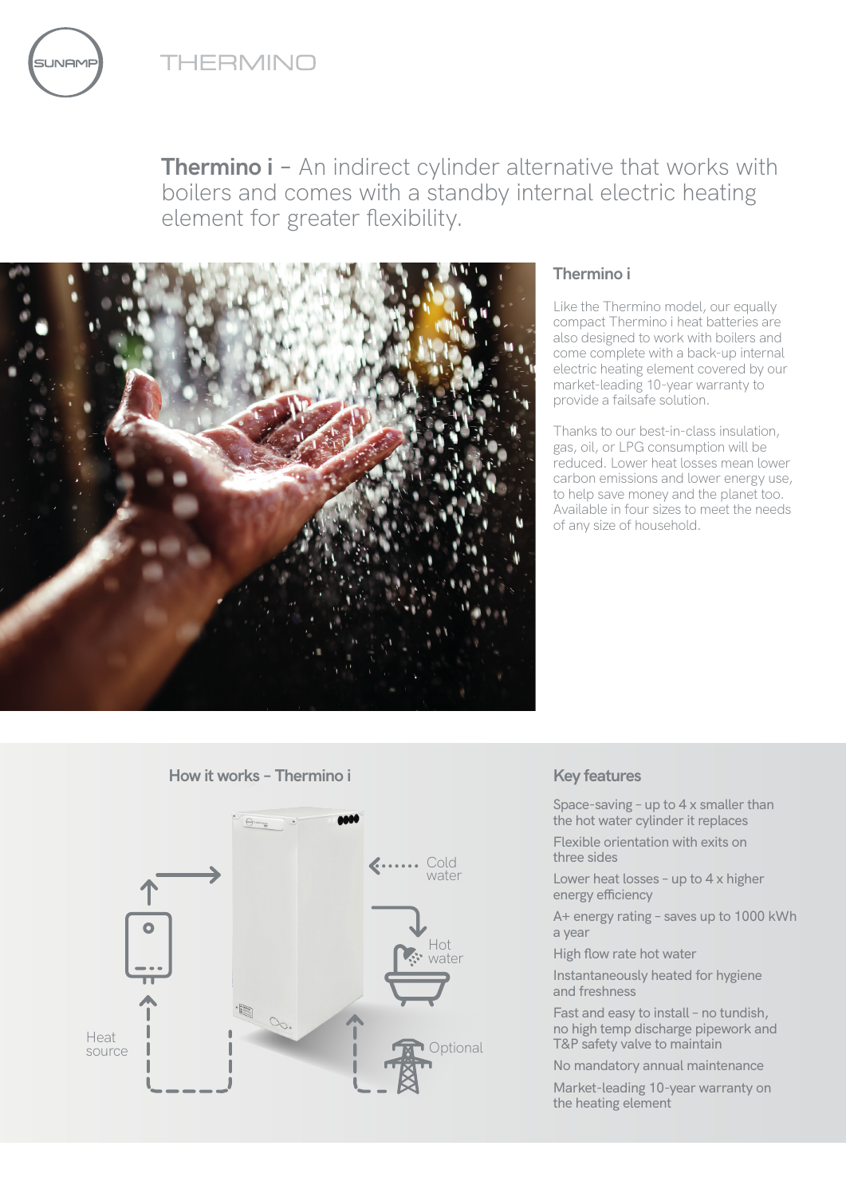SUNAMP

THERMINO

**Thermino i** – An indirect cylinder alternative that works with boilers and comes with a standby internal electric heating element for greater flexibility.

## Thermino i

Like the Thermino model, our equally compact Thermino i heat batteries are also designed to work with boilers and come complete with a back-up internal electric heating element covered by our market-leading 10-year warranty to provide a failsafe solution.

Thanks to our best-in-class insulation, gas, oil, or LPG consumption will be reduced. Lower heat losses mean lower carbon emissions and lower energy use, to help save money and the planet too. Available in four sizes to meet the needs of any size of household.

## How it works – Thermino i

Cold water

Hot water

Heat source

Optional

## Key features

- Space-saving – up to 4 x smaller than the hot water cylinder it replaces
- Flexible orientation with exits on three sides
- Lower heat losses – up to 4 x higher energy efficiency
- A+ energy rating – saves up to 1000 kWh a year
- High flow rate hot water
- Instantaneously heated for hygiene and freshness
- Fast and easy to install – no tundish, no high temp discharge pipework and T&P safety valve to maintain
- No mandatory annual maintenance
- Market-leading 10-year warranty on the heating element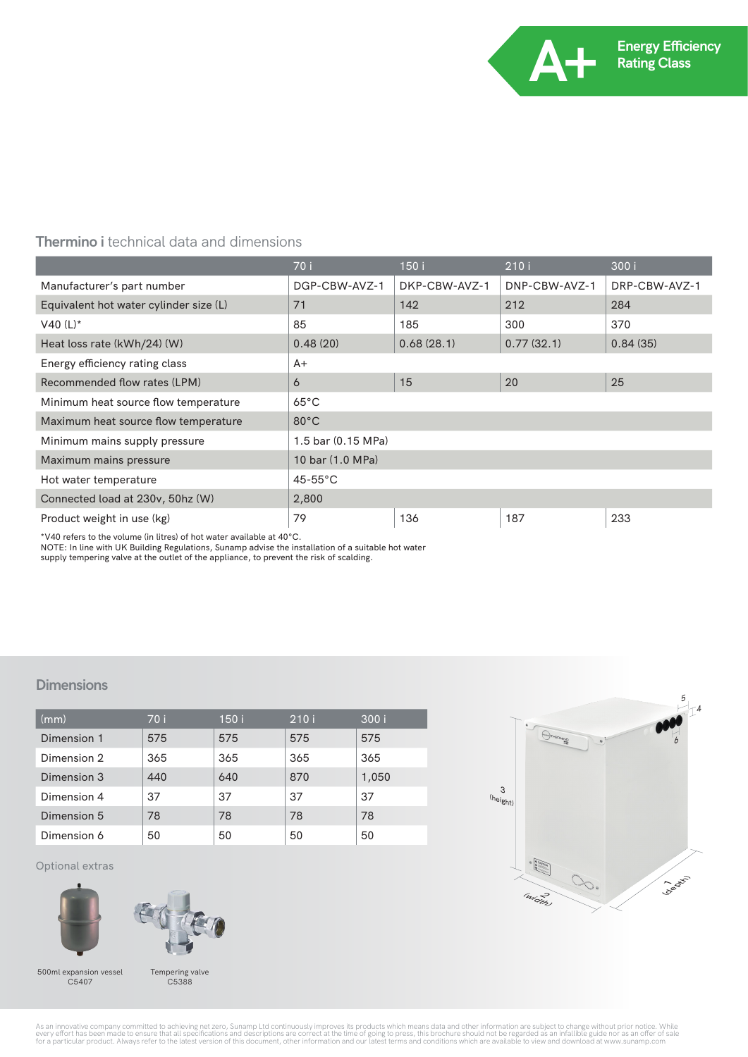A+ Energy Efficiency Rating Class

## **Thermino i** technical data and dimensions

| | 70 i | 150 i | 210 i | 300 i |
|---|---|---|---|---|
| Manufacturer's part number | DGP-CBW-AVZ-1 | DKP-CBW-AVZ-1 | DNP-CBW-AVZ-1 | DRP-CBW-AVZ-1 |
| Equivalent hot water cylinder size (L) | 71 | 142 | 212 | 284 |
| V40 (L)* | 85 | 185 | 300 | 370 |
| Heat loss rate (kWh/24) (W) | 0.48 (20) | 0.68 (28.1) | 0.77 (32.1) | 0.84 (35) |
| Energy efficiency rating class | A+ | | | |
| Recommended flow rates (LPM) | 6 | 15 | 20 | 25 |
| Minimum heat source flow temperature | 65°C | | | |
| Maximum heat source flow temperature | 80°C | | | |
| Minimum mains supply pressure | 1.5 bar (0.15 MPa) | | | |
| Maximum mains pressure | 10 bar (1.0 MPa) | | | |
| Hot water temperature | 45-55°C | | | |
| Connected load at 230v, 50hz (W) | 2,800 | | | |
| Product weight in use (kg) | 79 | 136 | 187 | 233 |

*V40 refers to the volume (in litres) of hot water available at 40°C.
NOTE: In line with UK Building Regulations, Sunamp advise the installation of a suitable hot water supply tempering valve at the outlet of the appliance, to prevent the risk of scalding.

## Dimensions

| (mm) | 70 i | 150 i | 210 i | 300 i |
|---|---|---|---|---|
| Dimension 1 | 575 | 575 | 575 | 575 |
| Dimension 2 | 365 | 365 | 365 | 365 |
| Dimension 3 | 440 | 640 | 870 | 1,050 |
| Dimension 4 | 37 | 37 | 37 | 37 |
| Dimension 5 | 78 | 78 | 78 | 78 |
| Dimension 6 | 50 | 50 | 50 | 50 |

3 (height)
2 (width)
1 (depth)
5
4
6

Optional extras

500ml expansion vessel
C5407

Tempering valve
C5388

As an innovative company committed to achieving net zero, Sunamp Ltd continuously improves its products which means data and other information are subject to change without prior notice. While every effort has been made to ensure that all specifications and descriptions are correct at the time of going to press, this brochure should not be regarded as an infallible guide nor as an offer of sale for a particular product. Always refer to the latest version of this document, other information and our latest terms and conditions which are available to view and download at www.sunamp.com